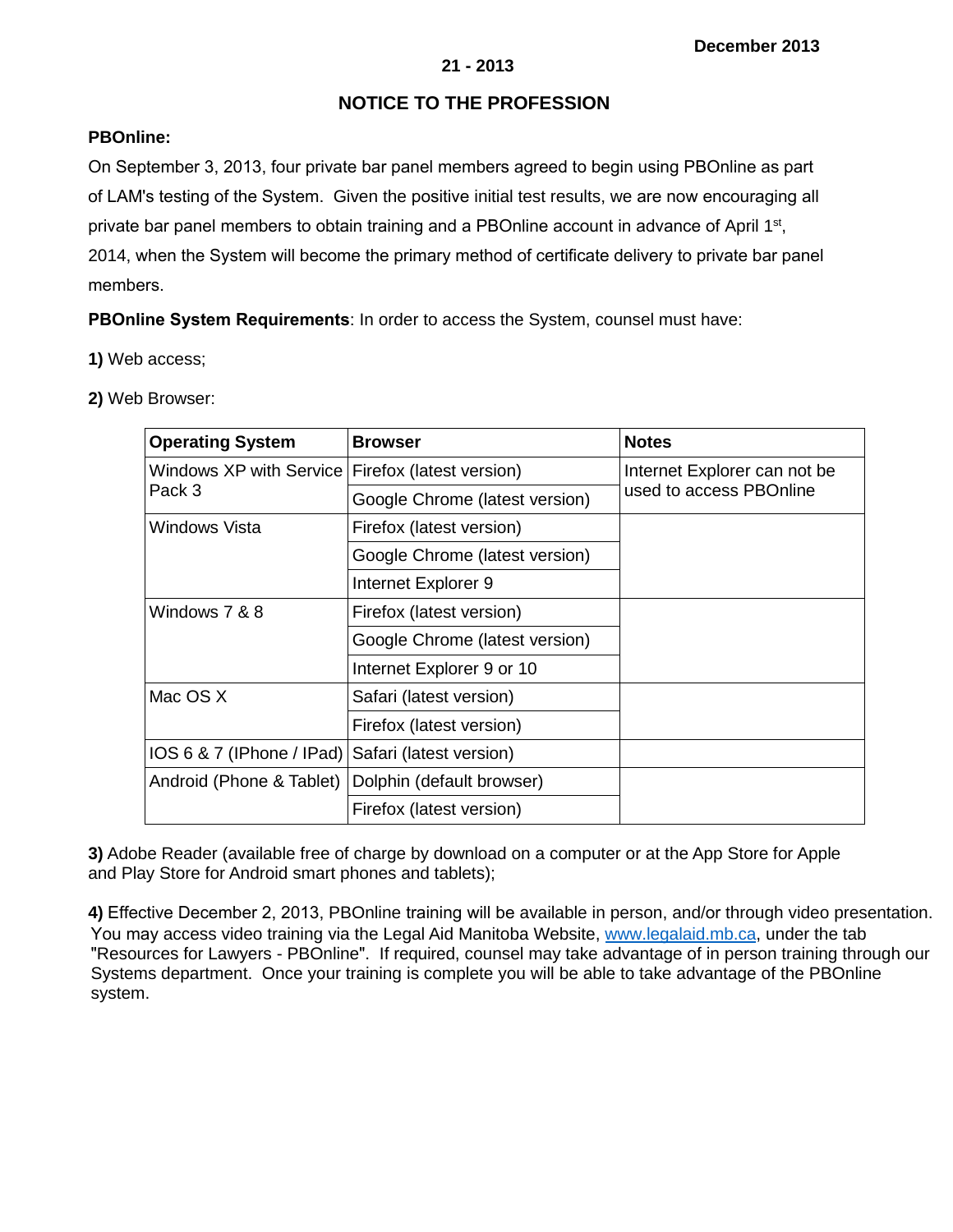December 2013

21 - 2013

# NOTICE TO THE PROFESSION

**PBOnline:**

On September 3, 2013, four private bar panel members agreed to begin using PBOnline as part of LAM's testing of the System. Given the positive initial test results, we are now encouraging all private bar panel members to obtain training and a PBOnline account in advance of April 1st, 2014, when the System will become the primary method of certificate delivery to private bar panel members.

**PBOnline System Requirements**: In order to access the System, counsel must have:

**1)** Web access;

**2)** Web Browser:

| Operating System | Browser | Notes |
| --- | --- | --- |
| Windows XP with Service Pack 3 | Firefox (latest version) | Internet Explorer can not be used to access PBOnline |
| | Google Chrome (latest version) | |
| Windows Vista | Firefox (latest version) | |
| | Google Chrome (latest version) | |
| | Internet Explorer 9 | |
| Windows 7 & 8 | Firefox (latest version) | |
| | Google Chrome (latest version) | |
| | Internet Explorer 9 or 10 | |
| Mac OS X | Safari (latest version) | |
| | Firefox (latest version) | |
| IOS 6 & 7 (IPhone / IPad) | Safari (latest version) | |
| Android (Phone & Tablet) | Dolphin (default browser) | |
| | Firefox (latest version) | |

**3)** Adobe Reader (available free of charge by download on a computer or at the App Store for Apple and Play Store for Android smart phones and tablets);

**4)** Effective December 2, 2013, PBOnline training will be available in person, and/or through video presentation. You may access video training via the Legal Aid Manitoba Website, www.legalaid.mb.ca, under the tab "Resources for Lawyers - PBOnline". If required, counsel may take advantage of in person training through our Systems department. Once your training is complete you will be able to take advantage of the PBOnline system.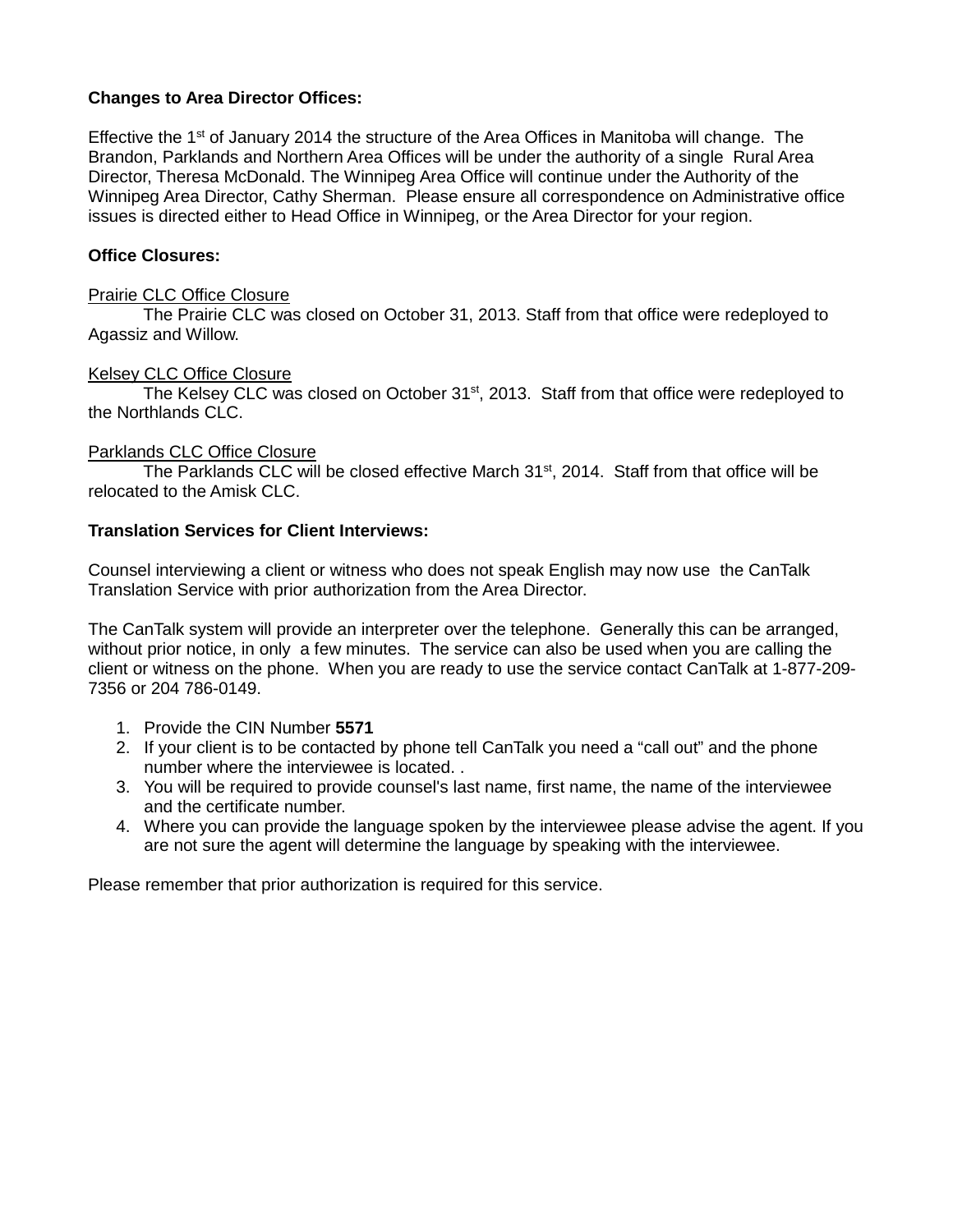**Changes to Area Director Offices:**

Effective the 1st of January 2014 the structure of the Area Offices in Manitoba will change. The Brandon, Parklands and Northern Area Offices will be under the authority of a single Rural Area Director, Theresa McDonald. The Winnipeg Area Office will continue under the Authority of the Winnipeg Area Director, Cathy Sherman. Please ensure all correspondence on Administrative office issues is directed either to Head Office in Winnipeg, or the Area Director for your region.

**Office Closures:**

<u>Prairie CLC Office Closure</u>

The Prairie CLC was closed on October 31, 2013. Staff from that office were redeployed to Agassiz and Willow.

<u>Kelsey CLC Office Closure</u>

The Kelsey CLC was closed on October 31st, 2013. Staff from that office were redeployed to the Northlands CLC.

<u>Parklands CLC Office Closure</u>

The Parklands CLC will be closed effective March 31st, 2014. Staff from that office will be relocated to the Amisk CLC.

**Translation Services for Client Interviews:**

Counsel interviewing a client or witness who does not speak English may now use the CanTalk Translation Service with prior authorization from the Area Director.

The CanTalk system will provide an interpreter over the telephone. Generally this can be arranged, without prior notice, in only a few minutes. The service can also be used when you are calling the client or witness on the phone. When you are ready to use the service contact CanTalk at 1-877-209-7356 or 204 786-0149.

1. Provide the CIN Number **5571**
2. If your client is to be contacted by phone tell CanTalk you need a "call out" and the phone number where the interviewee is located. .
3. You will be required to provide counsel's last name, first name, the name of the interviewee and the certificate number.
4. Where you can provide the language spoken by the interviewee please advise the agent. If you are not sure the agent will determine the language by speaking with the interviewee.

Please remember that prior authorization is required for this service.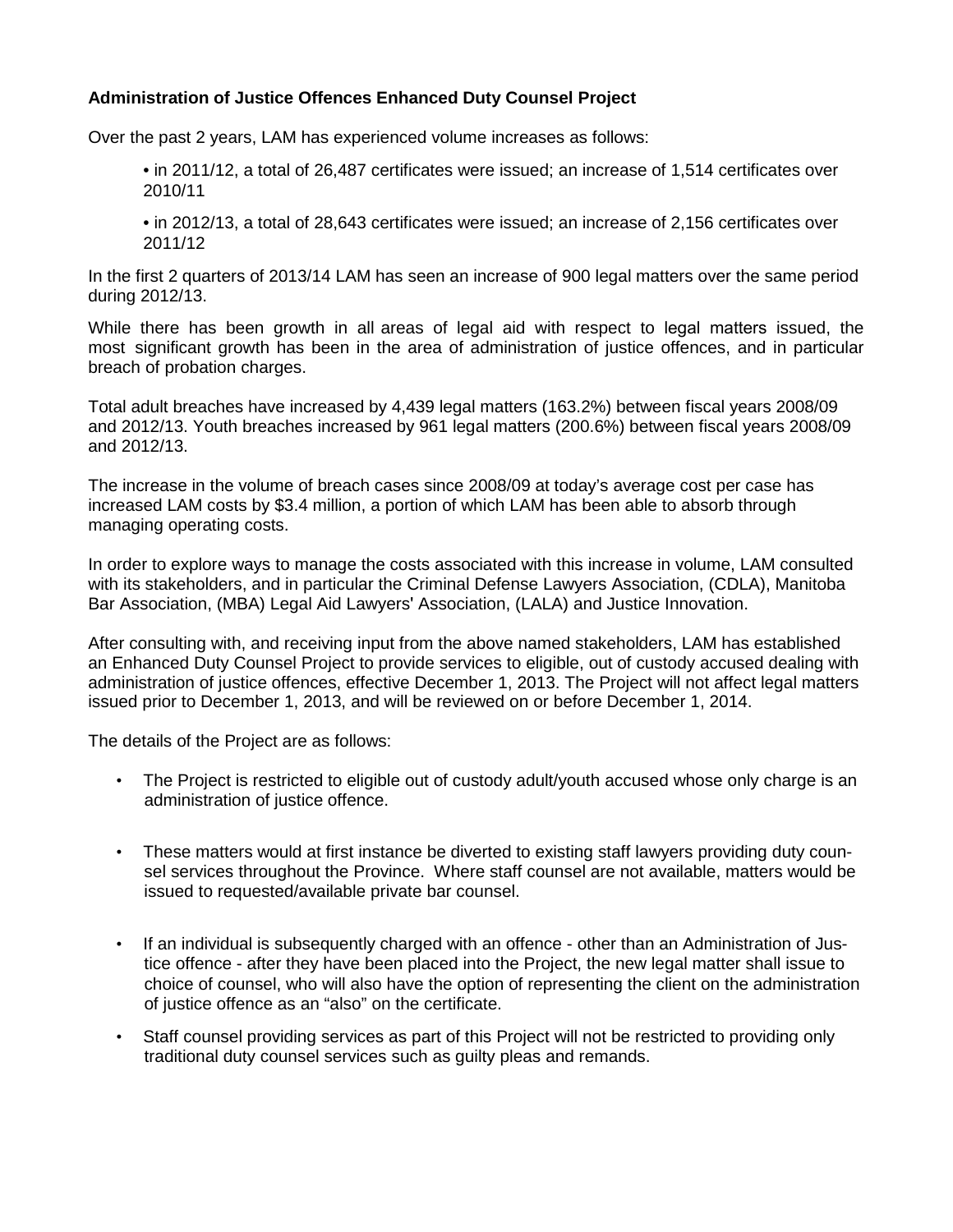**Administration of Justice Offences Enhanced Duty Counsel Project**

Over the past 2 years, LAM has experienced volume increases as follows:

- in 2011/12, a total of 26,487 certificates were issued; an increase of 1,514 certificates over 2010/11
- in 2012/13, a total of 28,643 certificates were issued; an increase of 2,156 certificates over 2011/12

In the first 2 quarters of 2013/14 LAM has seen an increase of 900 legal matters over the same period during 2012/13.

While there has been growth in all areas of legal aid with respect to legal matters issued, the most significant growth has been in the area of administration of justice offences, and in particular breach of probation charges.

Total adult breaches have increased by 4,439 legal matters (163.2%) between fiscal years 2008/09 and 2012/13. Youth breaches increased by 961 legal matters (200.6%) between fiscal years 2008/09 and 2012/13.

The increase in the volume of breach cases since 2008/09 at today's average cost per case has increased LAM costs by $3.4 million, a portion of which LAM has been able to absorb through managing operating costs.

In order to explore ways to manage the costs associated with this increase in volume, LAM consulted with its stakeholders, and in particular the Criminal Defense Lawyers Association, (CDLA), Manitoba Bar Association, (MBA) Legal Aid Lawyers' Association, (LALA) and Justice Innovation.

After consulting with, and receiving input from the above named stakeholders, LAM has established an Enhanced Duty Counsel Project to provide services to eligible, out of custody accused dealing with administration of justice offences, effective December 1, 2013. The Project will not affect legal matters issued prior to December 1, 2013, and will be reviewed on or before December 1, 2014.

The details of the Project are as follows:

- The Project is restricted to eligible out of custody adult/youth accused whose only charge is an administration of justice offence.
- These matters would at first instance be diverted to existing staff lawyers providing duty counsel services throughout the Province. Where staff counsel are not available, matters would be issued to requested/available private bar counsel.
- If an individual is subsequently charged with an offence - other than an Administration of Justice offence - after they have been placed into the Project, the new legal matter shall issue to choice of counsel, who will also have the option of representing the client on the administration of justice offence as an "also" on the certificate.
- Staff counsel providing services as part of this Project will not be restricted to providing only traditional duty counsel services such as guilty pleas and remands.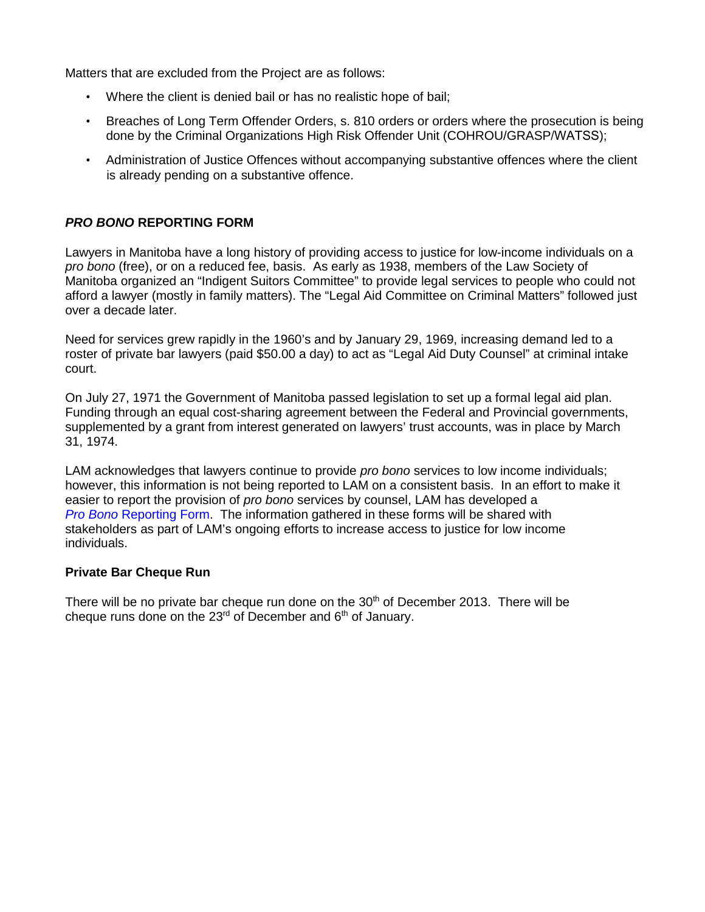Matters that are excluded from the Project are as follows:

- Where the client is denied bail or has no realistic hope of bail;
- Breaches of Long Term Offender Orders, s. 810 orders or orders where the prosecution is being done by the Criminal Organizations High Risk Offender Unit (COHROU/GRASP/WATSS);
- Administration of Justice Offences without accompanying substantive offences where the client is already pending on a substantive offence.

### ***PRO BONO*** **REPORTING FORM**

Lawyers in Manitoba have a long history of providing access to justice for low-income individuals on a *pro bono* (free), or on a reduced fee, basis. As early as 1938, members of the Law Society of Manitoba organized an "Indigent Suitors Committee" to provide legal services to people who could not afford a lawyer (mostly in family matters). The "Legal Aid Committee on Criminal Matters" followed just over a decade later.

Need for services grew rapidly in the 1960's and by January 29, 1969, increasing demand led to a roster of private bar lawyers (paid $50.00 a day) to act as "Legal Aid Duty Counsel" at criminal intake court.

On July 27, 1971 the Government of Manitoba passed legislation to set up a formal legal aid plan. Funding through an equal cost-sharing agreement between the Federal and Provincial governments, supplemented by a grant from interest generated on lawyers' trust accounts, was in place by March 31, 1974.

LAM acknowledges that lawyers continue to provide *pro bono* services to low income individuals; however, this information is not being reported to LAM on a consistent basis. In an effort to make it easier to report the provision of *pro bono* services by counsel, LAM has developed a *Pro Bono* Reporting Form. The information gathered in these forms will be shared with stakeholders as part of LAM's ongoing efforts to increase access to justice for low income individuals.

### **Private Bar Cheque Run**

There will be no private bar cheque run done on the 30th of December 2013. There will be cheque runs done on the 23rd of December and 6th of January.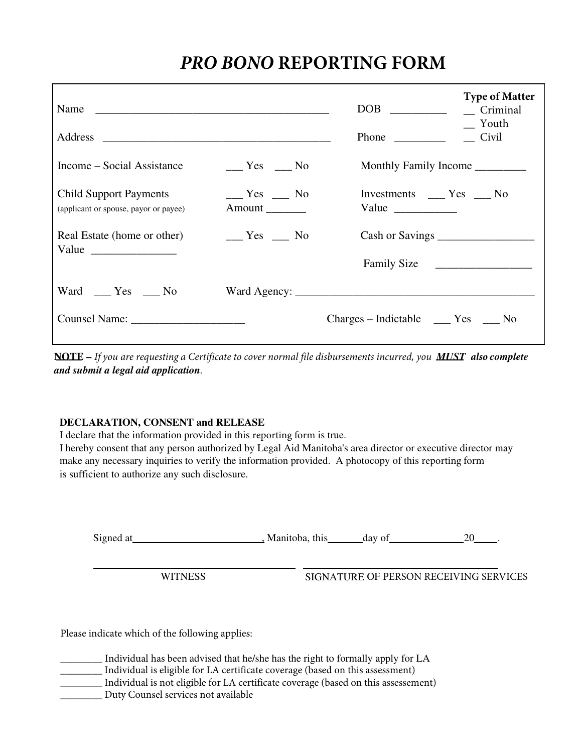# *PRO BONO* REPORTING FORM

Name ________________________________________ DOB _________

Address ________________________________________ Phone ________

**Type of Matter**
__ Criminal
__ Youth
__ Civil

Income – Social Assistance ___ Yes ___ No

Monthly Family Income ________

Child Support Payments ___ Yes ___ No
(applicant or spouse, payor or payee) Amount _______

Investments ___ Yes ___ No
Value __________

Real Estate (home or other) ___ Yes ___ No
Value _______________

Cash or Savings _________________

Family Size _________________

Ward ___ Yes ___ No Ward Agency: ________________________________________

Counsel Name: ____________________ Charges – Indictable ___ Yes ___ No

**NOTE** – *If you are requesting a Certificate to cover normal file disbursements incurred, you* ***MUST*** ***also complete and submit a legal aid application****.*

**DECLARATION, CONSENT and RELEASE**

I declare that the information provided in this reporting form is true.
I hereby consent that any person authorized by Legal Aid Manitoba's area director or executive director may make any necessary inquiries to verify the information provided. A photocopy of this reporting form is sufficient to authorize any such disclosure.

Signed at________________________, Manitoba, this______day of______________20____.

______________________________ ______________________________
WITNESS SIGNATURE OF PERSON RECEIVING SERVICES

Please indicate which of the following applies:

________ Individual has been advised that he/she has the right to formally apply for LA
________ Individual is eligible for LA certificate coverage (based on this assessment)
________ Individual is not eligible for LA certificate coverage (based on this assessement)
________ Duty Counsel services not available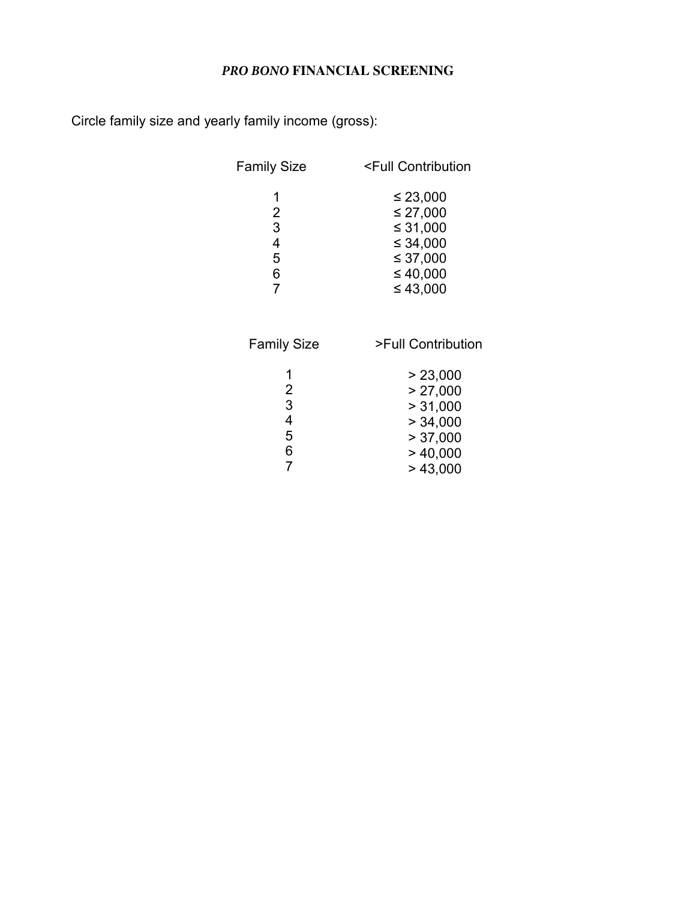# *PRO BONO* FINANCIAL SCREENING

Circle family size and yearly family income (gross):

| Family Size | <Full Contribution |
|---|---|
| 1 | ≤ 23,000 |
| 2 | ≤ 27,000 |
| 3 | ≤ 31,000 |
| 4 | ≤ 34,000 |
| 5 | ≤ 37,000 |
| 6 | ≤ 40,000 |
| 7 | ≤ 43,000 |

| Family Size | >Full Contribution |
|---|---|
| 1 | > 23,000 |
| 2 | > 27,000 |
| 3 | > 31,000 |
| 4 | > 34,000 |
| 5 | > 37,000 |
| 6 | > 40,000 |
| 7 | > 43,000 |